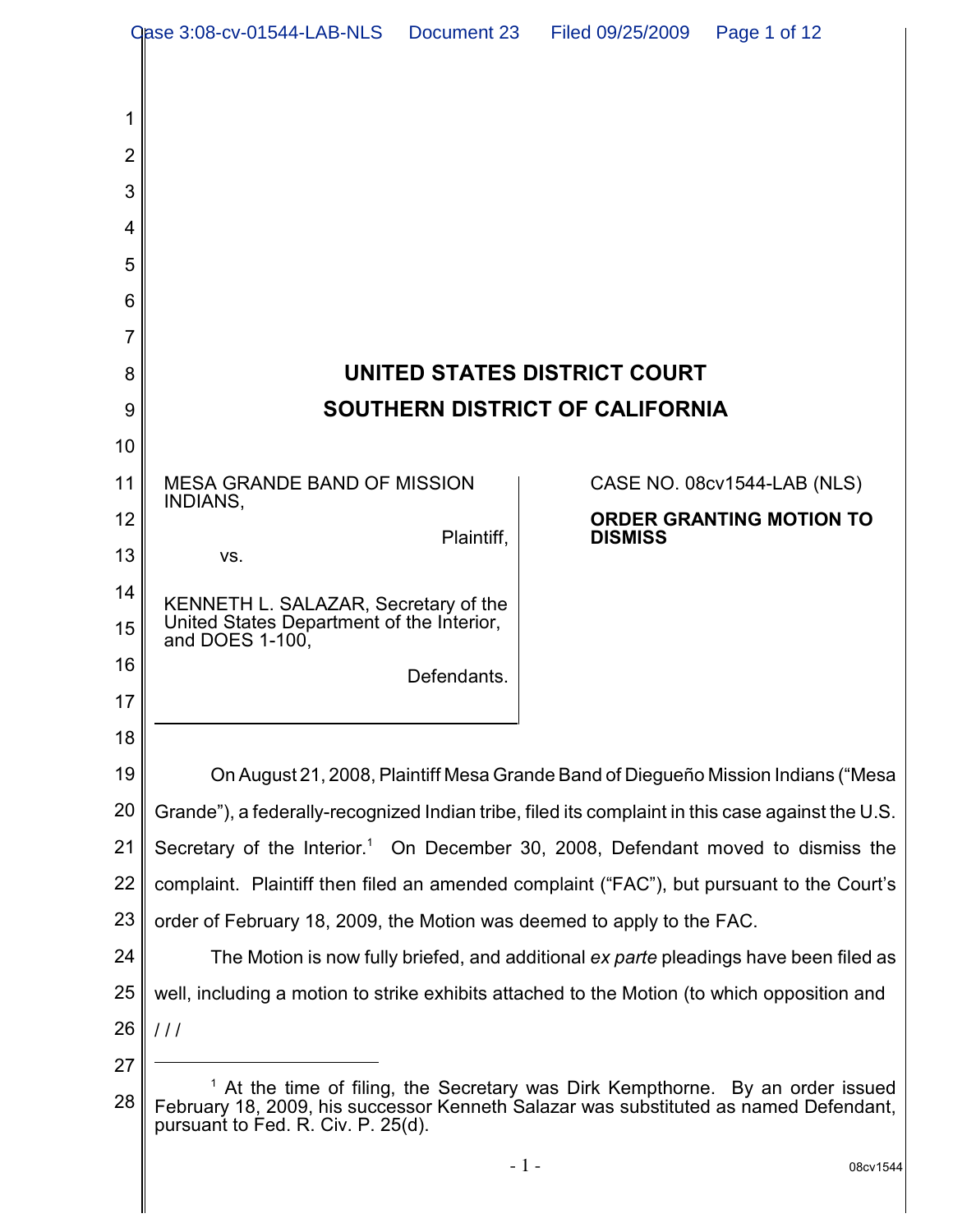# UNITED STATES DISTRICT COURT

# SOUTHERN DISTRICT OF CALIFORNIA

MESA GRANDE BAND OF MISSION INDIANS,

Plaintiff,

vs.

KENNETH L. SALAZAR, Secretary of the United States Department of the Interior, and DOES 1-100,

Defendants.

CASE NO. 08cv1544-LAB (NLS)

**ORDER GRANTING MOTION TO DISMISS**

On August 21, 2008, Plaintiff Mesa Grande Band of Diegueño Mission Indians ("Mesa Grande"), a federally-recognized Indian tribe, filed its complaint in this case against the U.S. Secretary of the Interior.[1] On December 30, 2008, Defendant moved to dismiss the complaint. Plaintiff then filed an amended complaint ("FAC"), but pursuant to the Court's order of February 18, 2009, the Motion was deemed to apply to the FAC.

The Motion is now fully briefed, and additional *ex parte* pleadings have been filed as well, including a motion to strike exhibits attached to the Motion (to which opposition and

/ / /

---

[1] At the time of filing, the Secretary was Dirk Kempthorne. By an order issued February 18, 2009, his successor Kenneth Salazar was substituted as named Defendant, pursuant to Fed. R. Civ. P. 25(d).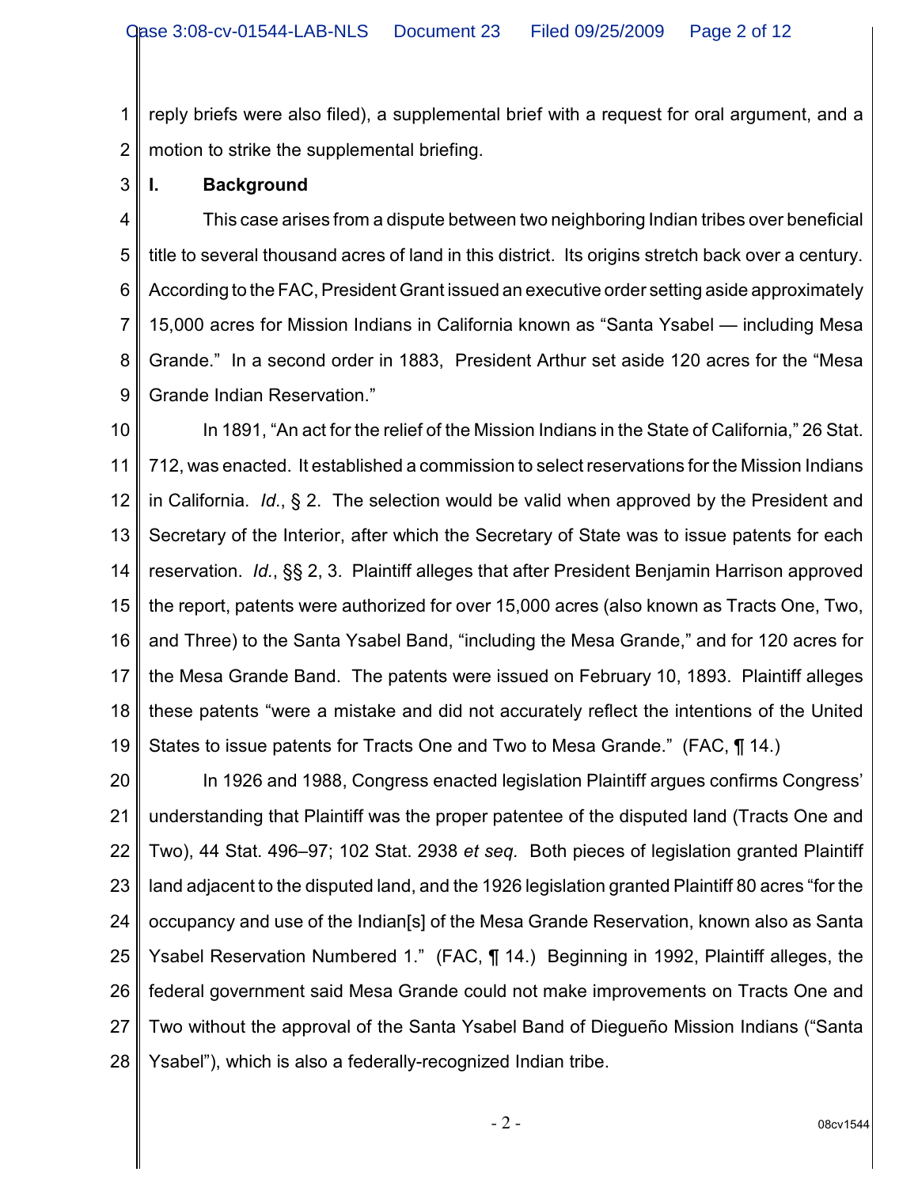reply briefs were also filed), a supplemental brief with a request for oral argument, and a motion to strike the supplemental briefing.

## I. Background

This case arises from a dispute between two neighboring Indian tribes over beneficial title to several thousand acres of land in this district. Its origins stretch back over a century. According to the FAC, President Grant issued an executive order setting aside approximately 15,000 acres for Mission Indians in California known as "Santa Ysabel — including Mesa Grande." In a second order in 1883, President Arthur set aside 120 acres for the "Mesa Grande Indian Reservation."

In 1891, "An act for the relief of the Mission Indians in the State of California," 26 Stat. 712, was enacted. It established a commission to select reservations for the Mission Indians in California. *Id.*, § 2. The selection would be valid when approved by the President and Secretary of the Interior, after which the Secretary of State was to issue patents for each reservation. *Id.*, §§ 2, 3. Plaintiff alleges that after President Benjamin Harrison approved the report, patents were authorized for over 15,000 acres (also known as Tracts One, Two, and Three) to the Santa Ysabel Band, "including the Mesa Grande," and for 120 acres for the Mesa Grande Band. The patents were issued on February 10, 1893. Plaintiff alleges these patents "were a mistake and did not accurately reflect the intentions of the United States to issue patents for Tracts One and Two to Mesa Grande." (FAC, ¶ 14.)

In 1926 and 1988, Congress enacted legislation Plaintiff argues confirms Congress' understanding that Plaintiff was the proper patentee of the disputed land (Tracts One and Two), 44 Stat. 496–97; 102 Stat. 2938 *et seq.* Both pieces of legislation granted Plaintiff land adjacent to the disputed land, and the 1926 legislation granted Plaintiff 80 acres "for the occupancy and use of the Indian[s] of the Mesa Grande Reservation, known also as Santa Ysabel Reservation Numbered 1." (FAC, ¶ 14.) Beginning in 1992, Plaintiff alleges, the federal government said Mesa Grande could not make improvements on Tracts One and Two without the approval of the Santa Ysabel Band of Diegueño Mission Indians ("Santa Ysabel"), which is also a federally-recognized Indian tribe.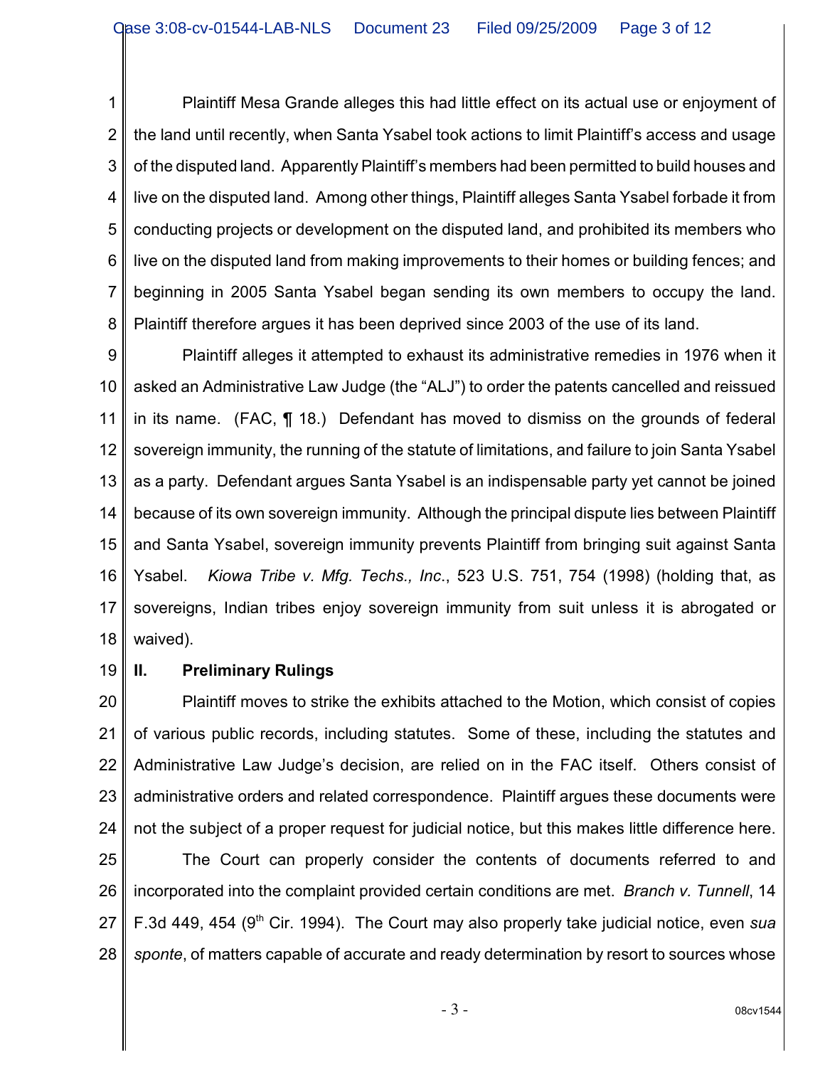Plaintiff Mesa Grande alleges this had little effect on its actual use or enjoyment of the land until recently, when Santa Ysabel took actions to limit Plaintiff's access and usage of the disputed land. Apparently Plaintiff's members had been permitted to build houses and live on the disputed land. Among other things, Plaintiff alleges Santa Ysabel forbade it from conducting projects or development on the disputed land, and prohibited its members who live on the disputed land from making improvements to their homes or building fences; and beginning in 2005 Santa Ysabel began sending its own members to occupy the land. Plaintiff therefore argues it has been deprived since 2003 of the use of its land.

Plaintiff alleges it attempted to exhaust its administrative remedies in 1976 when it asked an Administrative Law Judge (the "ALJ") to order the patents cancelled and reissued in its name. (FAC, ¶ 18.) Defendant has moved to dismiss on the grounds of federal sovereign immunity, the running of the statute of limitations, and failure to join Santa Ysabel as a party. Defendant argues Santa Ysabel is an indispensable party yet cannot be joined because of its own sovereign immunity. Although the principal dispute lies between Plaintiff and Santa Ysabel, sovereign immunity prevents Plaintiff from bringing suit against Santa Ysabel. *Kiowa Tribe v. Mfg. Techs., Inc.*, 523 U.S. 751, 754 (1998) (holding that, as sovereigns, Indian tribes enjoy sovereign immunity from suit unless it is abrogated or waived).

## II. Preliminary Rulings

Plaintiff moves to strike the exhibits attached to the Motion, which consist of copies of various public records, including statutes. Some of these, including the statutes and Administrative Law Judge's decision, are relied on in the FAC itself. Others consist of administrative orders and related correspondence. Plaintiff argues these documents were not the subject of a proper request for judicial notice, but this makes little difference here.

The Court can properly consider the contents of documents referred to and incorporated into the complaint provided certain conditions are met. *Branch v. Tunnell*, 14 F.3d 449, 454 (9th Cir. 1994). The Court may also properly take judicial notice, even *sua sponte*, of matters capable of accurate and ready determination by resort to sources whose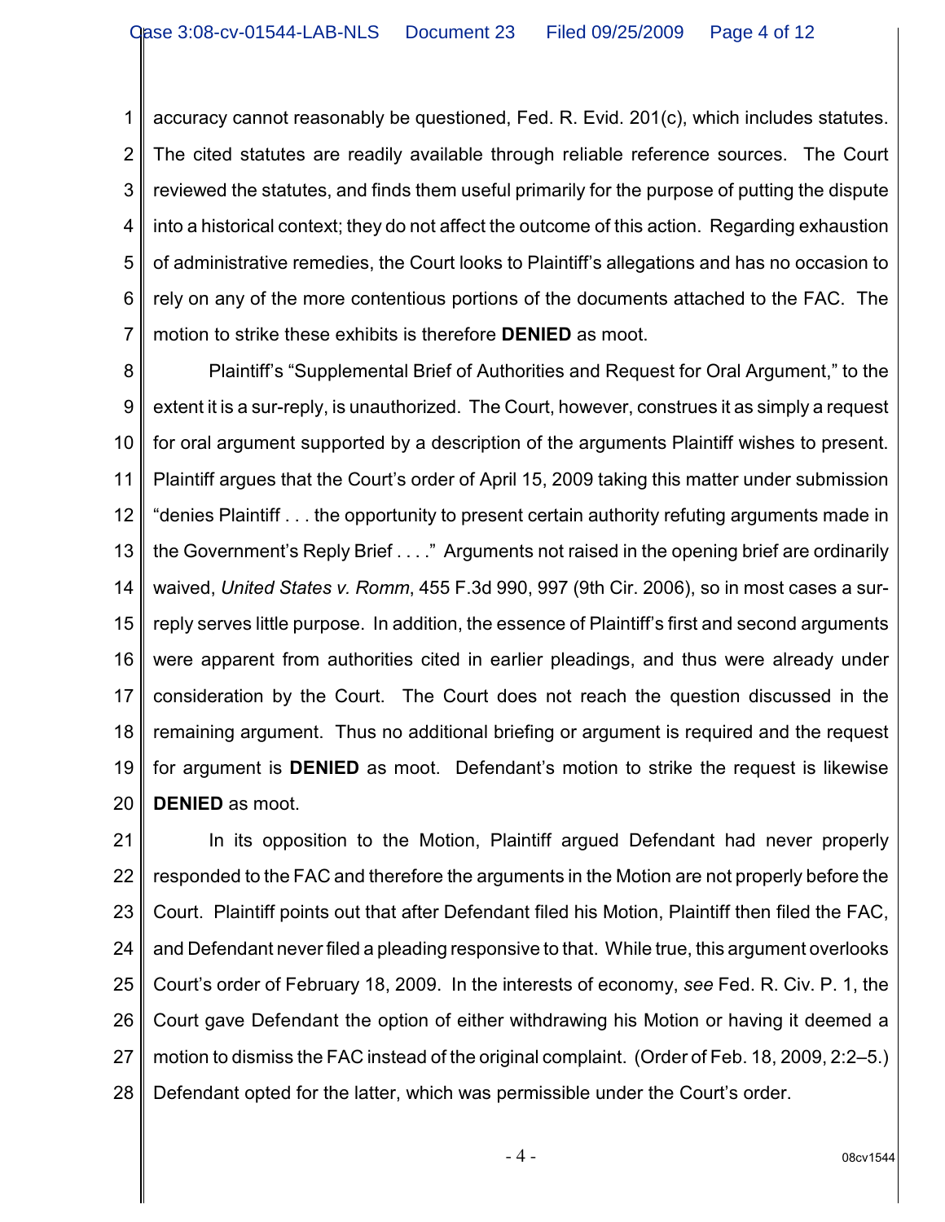accuracy cannot reasonably be questioned, Fed. R. Evid. 201(c), which includes statutes. The cited statutes are readily available through reliable reference sources. The Court reviewed the statutes, and finds them useful primarily for the purpose of putting the dispute into a historical context; they do not affect the outcome of this action. Regarding exhaustion of administrative remedies, the Court looks to Plaintiff's allegations and has no occasion to rely on any of the more contentious portions of the documents attached to the FAC. The motion to strike these exhibits is therefore **DENIED** as moot.

Plaintiff's "Supplemental Brief of Authorities and Request for Oral Argument," to the extent it is a sur-reply, is unauthorized. The Court, however, construes it as simply a request for oral argument supported by a description of the arguments Plaintiff wishes to present. Plaintiff argues that the Court's order of April 15, 2009 taking this matter under submission "denies Plaintiff . . . the opportunity to present certain authority refuting arguments made in the Government's Reply Brief . . . ." Arguments not raised in the opening brief are ordinarily waived, *United States v. Romm*, 455 F.3d 990, 997 (9th Cir. 2006), so in most cases a sur-reply serves little purpose. In addition, the essence of Plaintiff's first and second arguments were apparent from authorities cited in earlier pleadings, and thus were already under consideration by the Court. The Court does not reach the question discussed in the remaining argument. Thus no additional briefing or argument is required and the request for argument is **DENIED** as moot. Defendant's motion to strike the request is likewise **DENIED** as moot.

In its opposition to the Motion, Plaintiff argued Defendant had never properly responded to the FAC and therefore the arguments in the Motion are not properly before the Court. Plaintiff points out that after Defendant filed his Motion, Plaintiff then filed the FAC, and Defendant never filed a pleading responsive to that. While true, this argument overlooks Court's order of February 18, 2009. In the interests of economy, *see* Fed. R. Civ. P. 1, the Court gave Defendant the option of either withdrawing his Motion or having it deemed a motion to dismiss the FAC instead of the original complaint. (Order of Feb. 18, 2009, 2:2–5.) Defendant opted for the latter, which was permissible under the Court's order.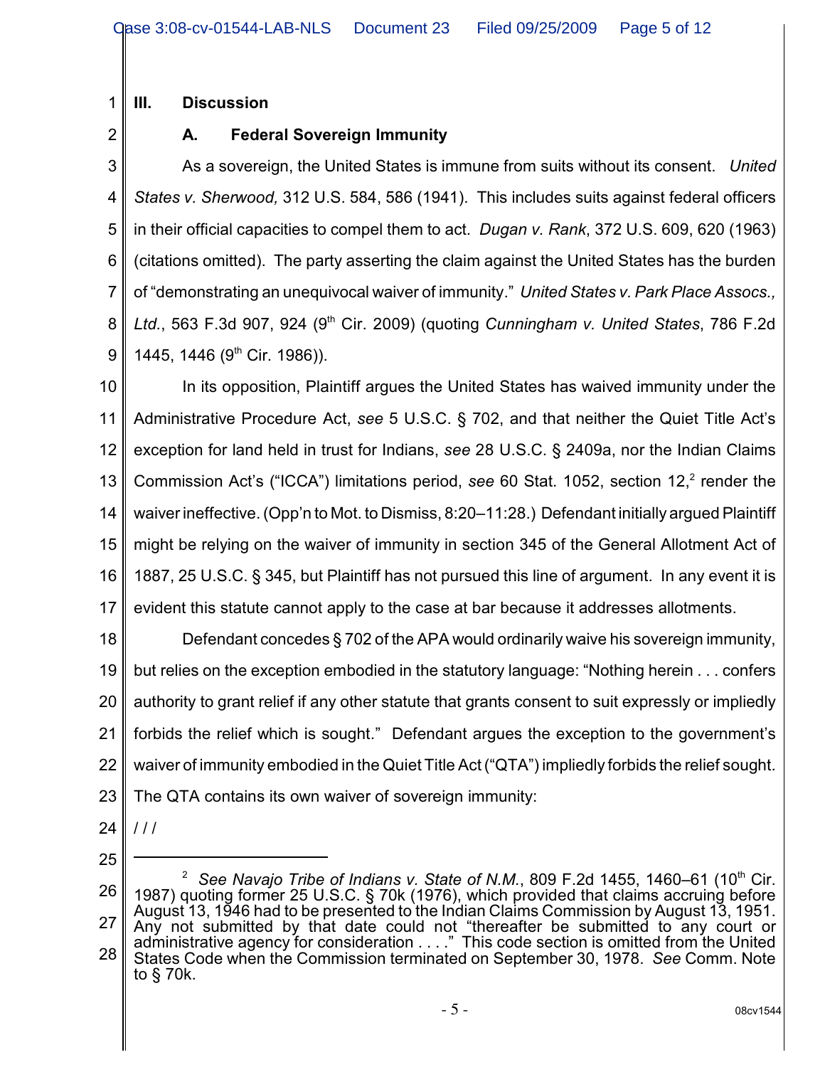## III. Discussion

### A. Federal Sovereign Immunity

As a sovereign, the United States is immune from suits without its consent. *United States v. Sherwood,* 312 U.S. 584, 586 (1941). This includes suits against federal officers in their official capacities to compel them to act. *Dugan v. Rank*, 372 U.S. 609, 620 (1963) (citations omitted). The party asserting the claim against the United States has the burden of "demonstrating an unequivocal waiver of immunity." *United States v. Park Place Assocs., Ltd.*, 563 F.3d 907, 924 (9th Cir. 2009) (quoting *Cunningham v. United States*, 786 F.2d 1445, 1446 (9th Cir. 1986)).

In its opposition, Plaintiff argues the United States has waived immunity under the Administrative Procedure Act, *see* 5 U.S.C. § 702, and that neither the Quiet Title Act's exception for land held in trust for Indians, *see* 28 U.S.C. § 2409a, nor the Indian Claims Commission Act's ("ICCA") limitations period, *see* 60 Stat. 1052, section 12,[2] render the waiver ineffective. (Opp'n to Mot. to Dismiss, 8:20–11:28.) Defendant initially argued Plaintiff might be relying on the waiver of immunity in section 345 of the General Allotment Act of 1887, 25 U.S.C. § 345, but Plaintiff has not pursued this line of argument. In any event it is evident this statute cannot apply to the case at bar because it addresses allotments.

Defendant concedes § 702 of the APA would ordinarily waive his sovereign immunity, but relies on the exception embodied in the statutory language: "Nothing herein . . . confers authority to grant relief if any other statute that grants consent to suit expressly or impliedly forbids the relief which is sought." Defendant argues the exception to the government's waiver of immunity embodied in the Quiet Title Act ("QTA") impliedly forbids the relief sought. The QTA contains its own waiver of sovereign immunity:

/ / /

---

[2] *See Navajo Tribe of Indians v. State of N.M.*, 809 F.2d 1455, 1460–61 (10th Cir. 1987) quoting former 25 U.S.C. § 70k (1976), which provided that claims accruing before August 13, 1946 had to be presented to the Indian Claims Commission by August 13, 1951. Any not submitted by that date could not "thereafter be submitted to any court or administrative agency for consideration . . . ." This code section is omitted from the United States Code when the Commission terminated on September 30, 1978. *See* Comm. Note to § 70k.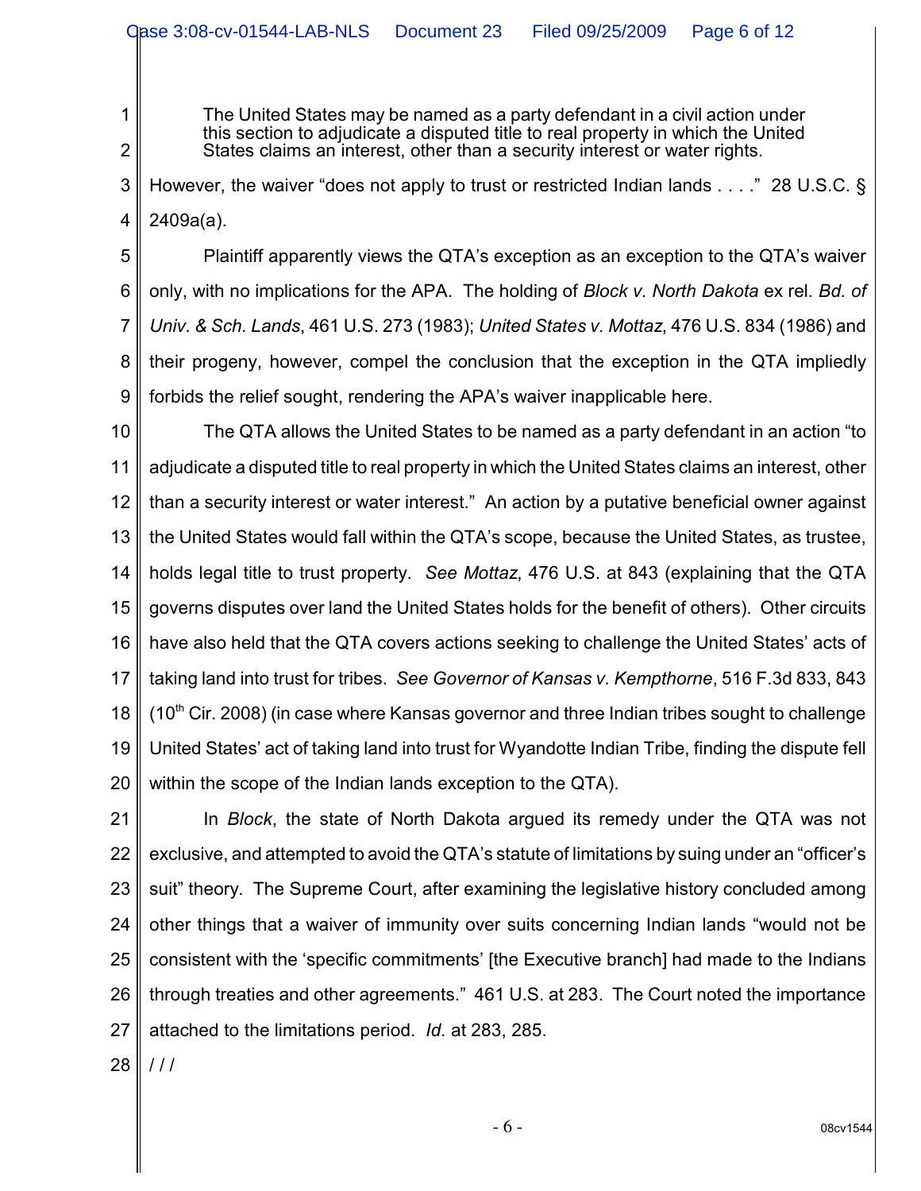> The United States may be named as a party defendant in a civil action under this section to adjudicate a disputed title to real property in which the United States claims an interest, other than a security interest or water rights.

However, the waiver "does not apply to trust or restricted Indian lands . . . ." 28 U.S.C. § 2409a(a).

Plaintiff apparently views the QTA's exception as an exception to the QTA's waiver only, with no implications for the APA. The holding of *Block v. North Dakota* ex rel. *Bd. of Univ. & Sch. Lands*, 461 U.S. 273 (1983); *United States v. Mottaz*, 476 U.S. 834 (1986) and their progeny, however, compel the conclusion that the exception in the QTA impliedly forbids the relief sought, rendering the APA's waiver inapplicable here.

The QTA allows the United States to be named as a party defendant in an action "to adjudicate a disputed title to real property in which the United States claims an interest, other than a security interest or water interest." An action by a putative beneficial owner against the United States would fall within the QTA's scope, because the United States, as trustee, holds legal title to trust property. *See Mottaz*, 476 U.S. at 843 (explaining that the QTA governs disputes over land the United States holds for the benefit of others). Other circuits have also held that the QTA covers actions seeking to challenge the United States' acts of taking land into trust for tribes. *See Governor of Kansas v. Kempthorne*, 516 F.3d 833, 843 (10th Cir. 2008) (in case where Kansas governor and three Indian tribes sought to challenge United States' act of taking land into trust for Wyandotte Indian Tribe, finding the dispute fell within the scope of the Indian lands exception to the QTA).

In *Block*, the state of North Dakota argued its remedy under the QTA was not exclusive, and attempted to avoid the QTA's statute of limitations by suing under an "officer's suit" theory. The Supreme Court, after examining the legislative history concluded among other things that a waiver of immunity over suits concerning Indian lands "would not be consistent with the 'specific commitments' [the Executive branch] had made to the Indians through treaties and other agreements." 461 U.S. at 283. The Court noted the importance attached to the limitations period. *Id.* at 283, 285.

/ / /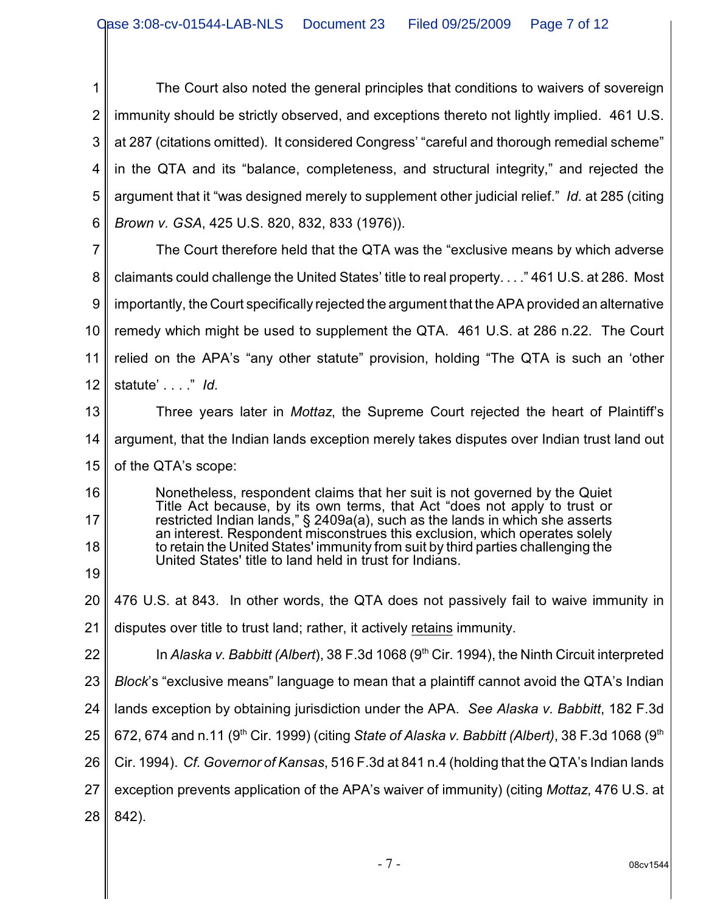The Court also noted the general principles that conditions to waivers of sovereign immunity should be strictly observed, and exceptions thereto not lightly implied. 461 U.S. at 287 (citations omitted). It considered Congress' "careful and thorough remedial scheme" in the QTA and its "balance, completeness, and structural integrity," and rejected the argument that it "was designed merely to supplement other judicial relief." *Id.* at 285 (citing *Brown v. GSA*, 425 U.S. 820, 832, 833 (1976)).

The Court therefore held that the QTA was the "exclusive means by which adverse claimants could challenge the United States' title to real property. . . ." 461 U.S. at 286. Most importantly, the Court specifically rejected the argument that the APA provided an alternative remedy which might be used to supplement the QTA. 461 U.S. at 286 n.22. The Court relied on the APA's "any other statute" provision, holding "The QTA is such an 'other statute' . . . ." *Id.*

Three years later in *Mottaz*, the Supreme Court rejected the heart of Plaintiff's argument, that the Indian lands exception merely takes disputes over Indian trust land out of the QTA's scope:

> Nonetheless, respondent claims that her suit is not governed by the Quiet Title Act because, by its own terms, that Act "does not apply to trust or restricted Indian lands," § 2409a(a), such as the lands in which she asserts an interest. Respondent misconstrues this exclusion, which operates solely to retain the United States' immunity from suit by third parties challenging the United States' title to land held in trust for Indians.

476 U.S. at 843. In other words, the QTA does not passively fail to waive immunity in disputes over title to trust land; rather, it actively retains immunity.

In *Alaska v. Babbitt (Albert*), 38 F.3d 1068 (9th Cir. 1994), the Ninth Circuit interpreted *Block*'s "exclusive means" language to mean that a plaintiff cannot avoid the QTA's Indian lands exception by obtaining jurisdiction under the APA. *See Alaska v. Babbitt*, 182 F.3d 672, 674 and n.11 (9th Cir. 1999) (citing *State of Alaska v. Babbitt (Albert)*, 38 F.3d 1068 (9th Cir. 1994). *Cf. Governor of Kansas*, 516 F.3d at 841 n.4 (holding that the QTA's Indian lands exception prevents application of the APA's waiver of immunity) (citing *Mottaz*, 476 U.S. at 842).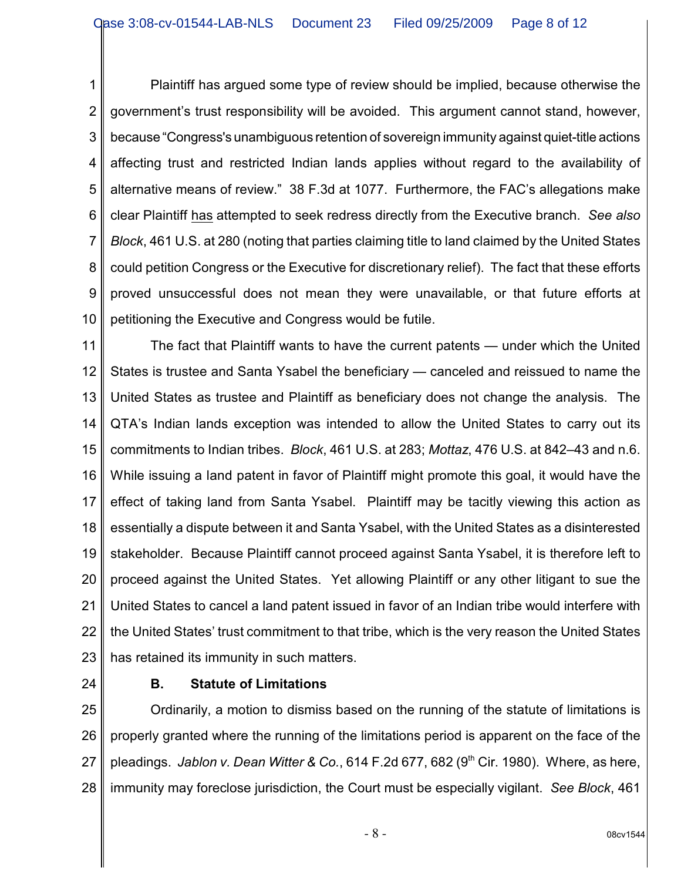Plaintiff has argued some type of review should be implied, because otherwise the government's trust responsibility will be avoided. This argument cannot stand, however, because "Congress's unambiguous retention of sovereign immunity against quiet-title actions affecting trust and restricted Indian lands applies without regard to the availability of alternative means of review." 38 F.3d at 1077. Furthermore, the FAC's allegations make clear Plaintiff has attempted to seek redress directly from the Executive branch. *See also Block*, 461 U.S. at 280 (noting that parties claiming title to land claimed by the United States could petition Congress or the Executive for discretionary relief). The fact that these efforts proved unsuccessful does not mean they were unavailable, or that future efforts at petitioning the Executive and Congress would be futile.

The fact that Plaintiff wants to have the current patents — under which the United States is trustee and Santa Ysabel the beneficiary — canceled and reissued to name the United States as trustee and Plaintiff as beneficiary does not change the analysis. The QTA's Indian lands exception was intended to allow the United States to carry out its commitments to Indian tribes. *Block*, 461 U.S. at 283; *Mottaz*, 476 U.S. at 842–43 and n.6. While issuing a land patent in favor of Plaintiff might promote this goal, it would have the effect of taking land from Santa Ysabel. Plaintiff may be tacitly viewing this action as essentially a dispute between it and Santa Ysabel, with the United States as a disinterested stakeholder. Because Plaintiff cannot proceed against Santa Ysabel, it is therefore left to proceed against the United States. Yet allowing Plaintiff or any other litigant to sue the United States to cancel a land patent issued in favor of an Indian tribe would interfere with the United States' trust commitment to that tribe, which is the very reason the United States has retained its immunity in such matters.

### B. Statute of Limitations

Ordinarily, a motion to dismiss based on the running of the statute of limitations is properly granted where the running of the limitations period is apparent on the face of the pleadings. *Jablon v. Dean Witter & Co.*, 614 F.2d 677, 682 (9th Cir. 1980). Where, as here, immunity may foreclose jurisdiction, the Court must be especially vigilant. *See Block*, 461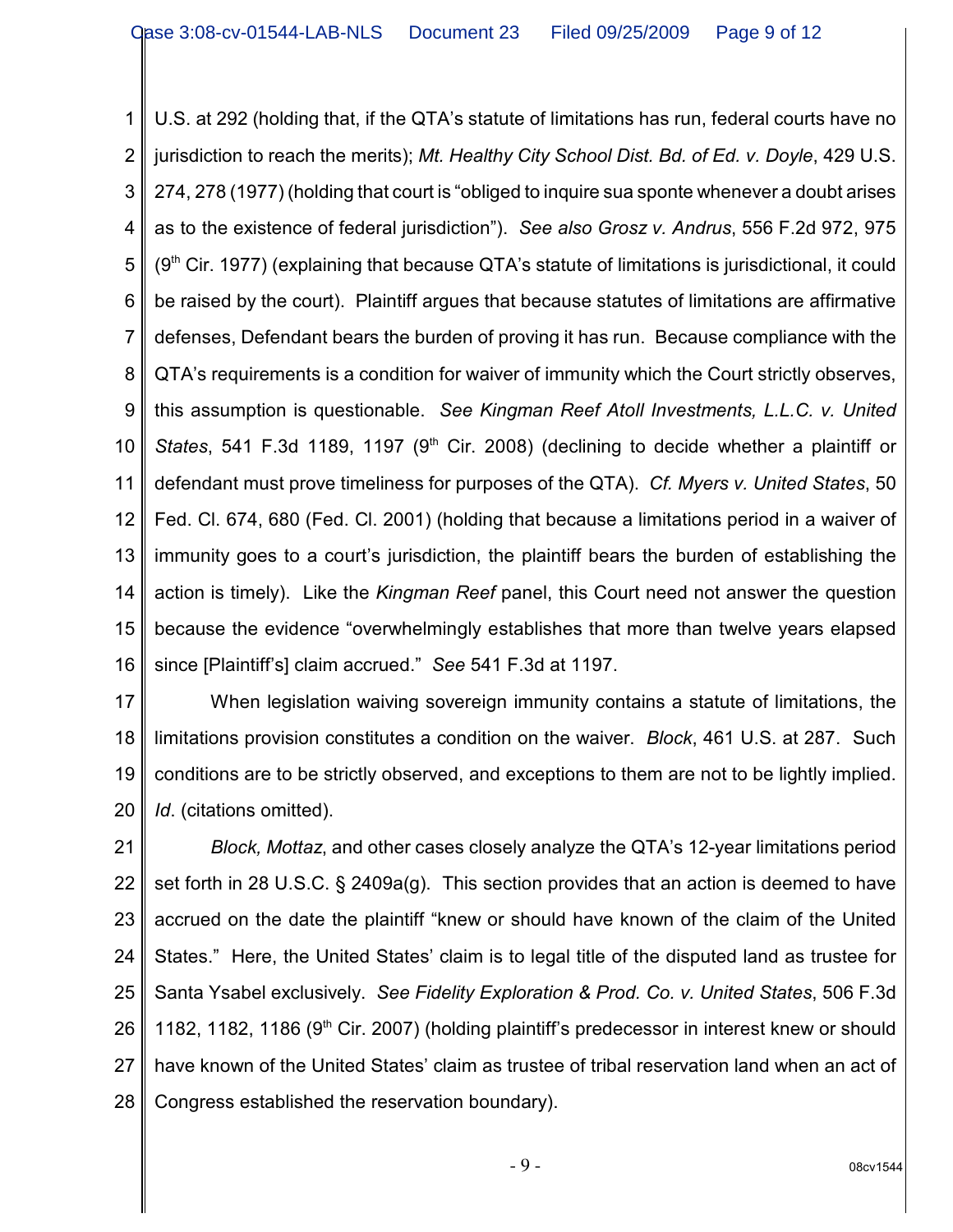U.S. at 292 (holding that, if the QTA's statute of limitations has run, federal courts have no jurisdiction to reach the merits); *Mt. Healthy City School Dist. Bd. of Ed. v. Doyle*, 429 U.S. 274, 278 (1977) (holding that court is "obliged to inquire sua sponte whenever a doubt arises as to the existence of federal jurisdiction"). *See also Grosz v. Andrus*, 556 F.2d 972, 975 (9th Cir. 1977) (explaining that because QTA's statute of limitations is jurisdictional, it could be raised by the court). Plaintiff argues that because statutes of limitations are affirmative defenses, Defendant bears the burden of proving it has run. Because compliance with the QTA's requirements is a condition for waiver of immunity which the Court strictly observes, this assumption is questionable. *See Kingman Reef Atoll Investments, L.L.C. v. United States*, 541 F.3d 1189, 1197 (9th Cir. 2008) (declining to decide whether a plaintiff or defendant must prove timeliness for purposes of the QTA). *Cf. Myers v. United States*, 50 Fed. Cl. 674, 680 (Fed. Cl. 2001) (holding that because a limitations period in a waiver of immunity goes to a court's jurisdiction, the plaintiff bears the burden of establishing the action is timely). Like the *Kingman Reef* panel, this Court need not answer the question because the evidence "overwhelmingly establishes that more than twelve years elapsed since [Plaintiff's] claim accrued." *See* 541 F.3d at 1197.

When legislation waiving sovereign immunity contains a statute of limitations, the limitations provision constitutes a condition on the waiver. *Block*, 461 U.S. at 287. Such conditions are to be strictly observed, and exceptions to them are not to be lightly implied. *Id.* (citations omitted).

*Block, Mottaz*, and other cases closely analyze the QTA's 12-year limitations period set forth in 28 U.S.C. § 2409a(g). This section provides that an action is deemed to have accrued on the date the plaintiff "knew or should have known of the claim of the United States." Here, the United States' claim is to legal title of the disputed land as trustee for Santa Ysabel exclusively. *See Fidelity Exploration & Prod. Co. v. United States*, 506 F.3d 1182, 1182, 1186 (9th Cir. 2007) (holding plaintiff's predecessor in interest knew or should have known of the United States' claim as trustee of tribal reservation land when an act of Congress established the reservation boundary).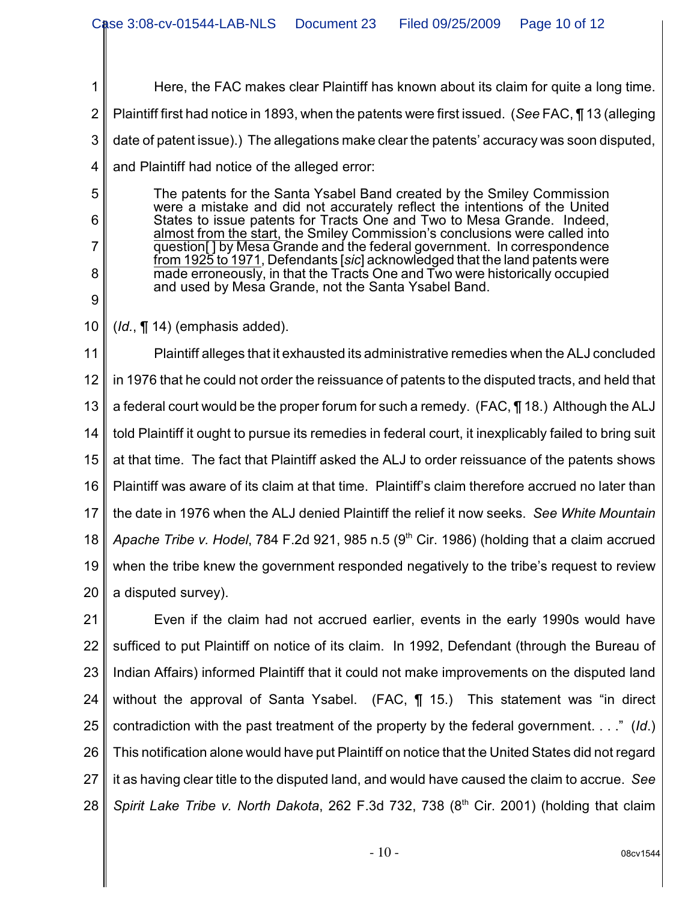Here, the FAC makes clear Plaintiff has known about its claim for quite a long time. Plaintiff first had notice in 1893, when the patents were first issued. (*See* FAC, ¶ 13 (alleging date of patent issue).) The allegations make clear the patents' accuracy was soon disputed, and Plaintiff had notice of the alleged error:

> The patents for the Santa Ysabel Band created by the Smiley Commission were a mistake and did not accurately reflect the intentions of the United States to issue patents for Tracts One and Two to Mesa Grande. Indeed, <u>almost from the start</u>, the Smiley Commission's conclusions were called into question[] by Mesa Grande and the federal government. In correspondence <u>from 1925 to 1971</u>, Defendants [*sic*] acknowledged that the land patents were made erroneously, in that the Tracts One and Two were historically occupied and used by Mesa Grande, not the Santa Ysabel Band.

(*Id.*, ¶ 14) (emphasis added).

Plaintiff alleges that it exhausted its administrative remedies when the ALJ concluded in 1976 that he could not order the reissuance of patents to the disputed tracts, and held that a federal court would be the proper forum for such a remedy. (FAC, ¶ 18.) Although the ALJ told Plaintiff it ought to pursue its remedies in federal court, it inexplicably failed to bring suit at that time. The fact that Plaintiff asked the ALJ to order reissuance of the patents shows Plaintiff was aware of its claim at that time. Plaintiff's claim therefore accrued no later than the date in 1976 when the ALJ denied Plaintiff the relief it now seeks. *See White Mountain Apache Tribe v. Hodel*, 784 F.2d 921, 985 n.5 (9th Cir. 1986) (holding that a claim accrued when the tribe knew the government responded negatively to the tribe's request to review a disputed survey).

Even if the claim had not accrued earlier, events in the early 1990s would have sufficed to put Plaintiff on notice of its claim. In 1992, Defendant (through the Bureau of Indian Affairs) informed Plaintiff that it could not make improvements on the disputed land without the approval of Santa Ysabel. (FAC, ¶ 15.) This statement was "in direct contradiction with the past treatment of the property by the federal government. . . ." (*Id.*) This notification alone would have put Plaintiff on notice that the United States did not regard it as having clear title to the disputed land, and would have caused the claim to accrue. *See Spirit Lake Tribe v. North Dakota*, 262 F.3d 732, 738 (8th Cir. 2001) (holding that claim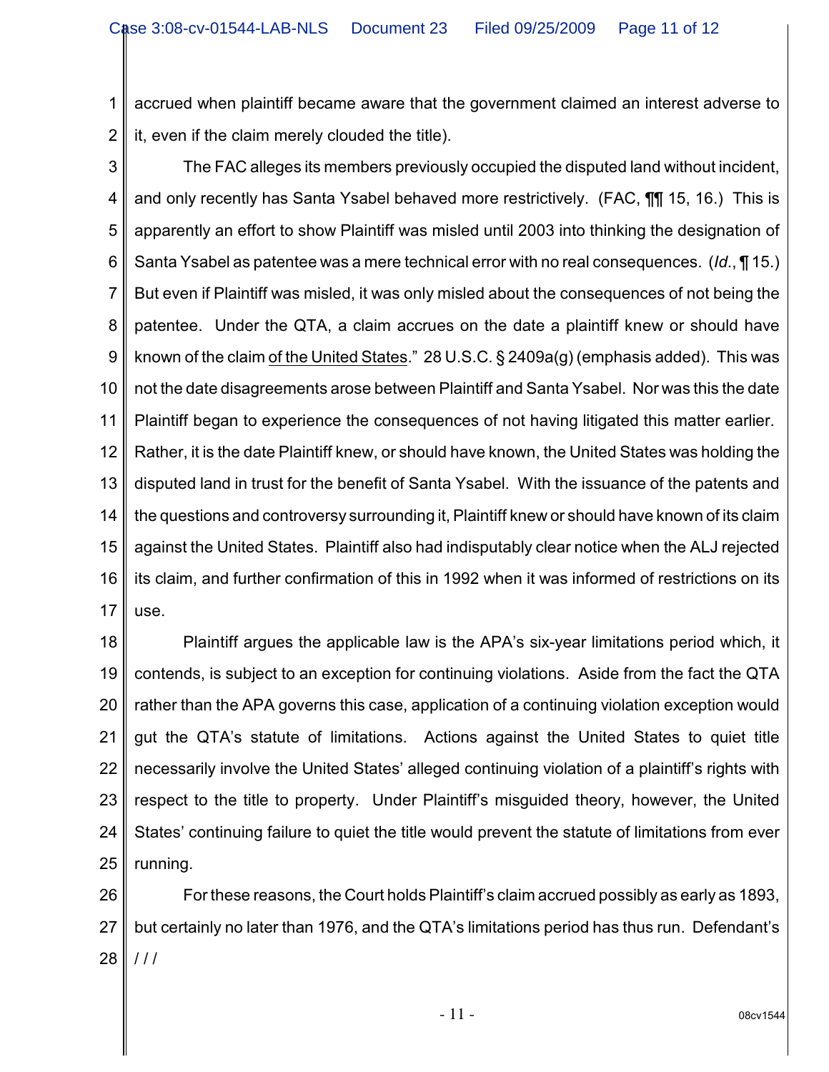accrued when plaintiff became aware that the government claimed an interest adverse to it, even if the claim merely clouded the title).

The FAC alleges its members previously occupied the disputed land without incident, and only recently has Santa Ysabel behaved more restrictively. (FAC, ¶¶ 15, 16.) This is apparently an effort to show Plaintiff was misled until 2003 into thinking the designation of Santa Ysabel as patentee was a mere technical error with no real consequences. (*Id.*, ¶ 15.) But even if Plaintiff was misled, it was only misled about the consequences of not being the patentee. Under the QTA, a claim accrues on the date a plaintiff knew or should have known of the claim <u>of the United States</u>." 28 U.S.C. § 2409a(g) (emphasis added). This was not the date disagreements arose between Plaintiff and Santa Ysabel. Nor was this the date Plaintiff began to experience the consequences of not having litigated this matter earlier. Rather, it is the date Plaintiff knew, or should have known, the United States was holding the disputed land in trust for the benefit of Santa Ysabel. With the issuance of the patents and the questions and controversy surrounding it, Plaintiff knew or should have known of its claim against the United States. Plaintiff also had indisputably clear notice when the ALJ rejected its claim, and further confirmation of this in 1992 when it was informed of restrictions on its use.

Plaintiff argues the applicable law is the APA's six-year limitations period which, it contends, is subject to an exception for continuing violations. Aside from the fact the QTA rather than the APA governs this case, application of a continuing violation exception would gut the QTA's statute of limitations. Actions against the United States to quiet title necessarily involve the United States' alleged continuing violation of a plaintiff's rights with respect to the title to property. Under Plaintiff's misguided theory, however, the United States' continuing failure to quiet the title would prevent the statute of limitations from ever running.

For these reasons, the Court holds Plaintiff's claim accrued possibly as early as 1893, but certainly no later than 1976, and the QTA's limitations period has thus run. Defendant's

/ / /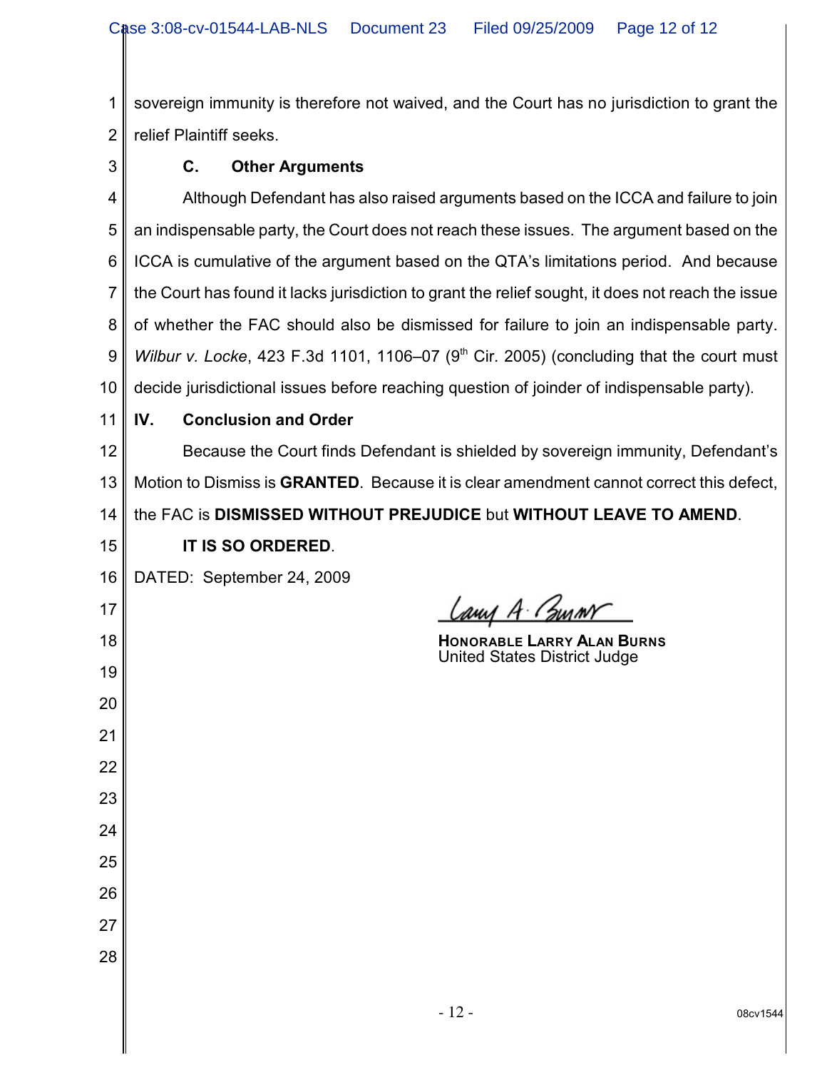sovereign immunity is therefore not waived, and the Court has no jurisdiction to grant the relief Plaintiff seeks.

### C. Other Arguments

Although Defendant has also raised arguments based on the ICCA and failure to join an indispensable party, the Court does not reach these issues. The argument based on the ICCA is cumulative of the argument based on the QTA's limitations period. And because the Court has found it lacks jurisdiction to grant the relief sought, it does not reach the issue of whether the FAC should also be dismissed for failure to join an indispensable party. *Wilbur v. Locke*, 423 F.3d 1101, 1106–07 (9th Cir. 2005) (concluding that the court must decide jurisdictional issues before reaching question of joinder of indispensable party).

## IV. Conclusion and Order

Because the Court finds Defendant is shielded by sovereign immunity, Defendant's Motion to Dismiss is **GRANTED**. Because it is clear amendment cannot correct this defect, the FAC is **DISMISSED WITHOUT PREJUDICE** but **WITHOUT LEAVE TO AMEND**.

**IT IS SO ORDERED**.

DATED: September 24, 2009

Larry A. Burns

**HONORABLE LARRY ALAN BURNS**
United States District Judge